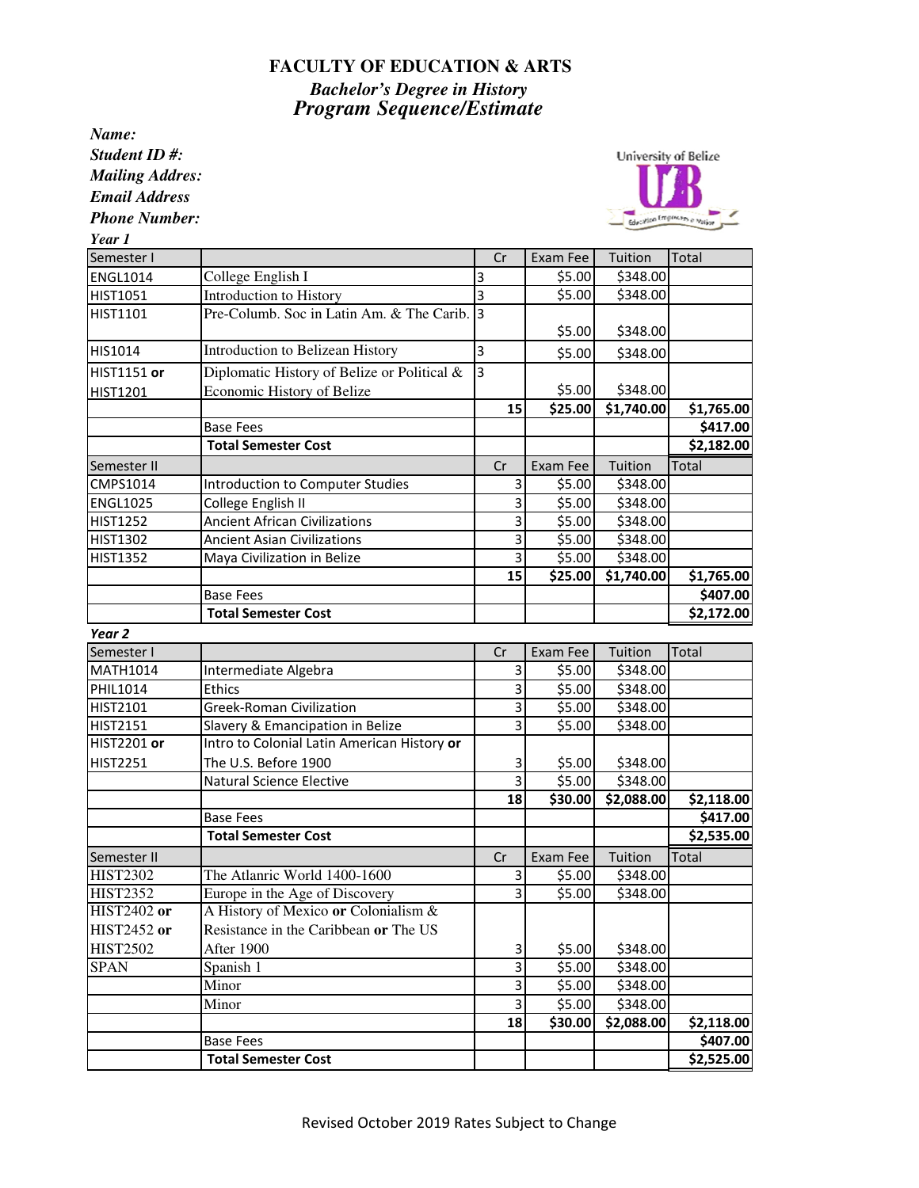# FACULTY OF EDUCATION & ARTS

## *Bachelor's Degree in History*

## *Program Sequence/Estimate*

***Name:***

***Student ID #:***

***Mailing Addres:***

***Email Address***

***Phone Number:***

***Year 1***

| Semester I | | Cr | Exam Fee | Tuition | Total |
|---|---|---|---|---|---|
| ENGL1014 | College English I | 3 | $5.00 | $348.00 | |
| HIST1051 | Introduction to History | 3 | $5.00 | $348.00 | |
| HIST1101 | Pre-Columb. Soc in Latin Am. & The Carib. | 3 | $5.00 | $348.00 | |
| HIS1014 | Introduction to Belizean History | 3 | $5.00 | $348.00 | |
| HIST1151 **or** HIST1201 | Diplomatic History of Belize or Political & Economic History of Belize | 3 | $5.00 | $348.00 | |
| | | **15** | **$25.00** | **$1,740.00** | **$1,765.00** |
| | Base Fees | | | | **$417.00** |
| | **Total Semester Cost** | | | | **$2,182.00** |

| Semester II | | Cr | Exam Fee | Tuition | Total |
|---|---|---|---|---|---|
| CMPS1014 | Introduction to Computer Studies | 3 | $5.00 | $348.00 | |
| ENGL1025 | College English II | 3 | $5.00 | $348.00 | |
| HIST1252 | Ancient African Civilizations | 3 | $5.00 | $348.00 | |
| HIST1302 | Ancient Asian Civilizations | 3 | $5.00 | $348.00 | |
| HIST1352 | Maya Civilization in Belize | 3 | $5.00 | $348.00 | |
| | | **15** | **$25.00** | **$1,740.00** | **$1,765.00** |
| | Base Fees | | | | **$407.00** |
| | **Total Semester Cost** | | | | **$2,172.00** |

***Year 2***

| Semester I | | Cr | Exam Fee | Tuition | Total |
|---|---|---|---|---|---|
| MATH1014 | Intermediate Algebra | 3 | $5.00 | $348.00 | |
| PHIL1014 | Ethics | 3 | $5.00 | $348.00 | |
| HIST2101 | Greek-Roman Civilization | 3 | $5.00 | $348.00 | |
| HIST2151 | Slavery & Emancipation in Belize | 3 | $5.00 | $348.00 | |
| HIST2201 **or** HIST2251 | Intro to Colonial Latin American History **or** The U.S. Before 1900 | 3 | $5.00 | $348.00 | |
| | Natural Science Elective | 3 | $5.00 | $348.00 | |
| | | **18** | **$30.00** | **$2,088.00** | **$2,118.00** |
| | Base Fees | | | | **$417.00** |
| | **Total Semester Cost** | | | | **$2,535.00** |

| Semester II | | Cr | Exam Fee | Tuition | Total |
|---|---|---|---|---|---|
| HIST2302 | The Atlanric World 1400-1600 | 3 | $5.00 | $348.00 | |
| HIST2352 | Europe in the Age of Discovery | 3 | $5.00 | $348.00 | |
| HIST2402 **or** HIST2452 **or** HIST2502 | A History of Mexico **or** Colonialism & Resistance in the Caribbean **or** The US After 1900 | 3 | $5.00 | $348.00 | |
| SPAN | Spanish 1 | 3 | $5.00 | $348.00 | |
| | Minor | 3 | $5.00 | $348.00 | |
| | Minor | 3 | $5.00 | $348.00 | |
| | | **18** | **$30.00** | **$2,088.00** | **$2,118.00** |
| | Base Fees | | | | **$407.00** |
| | **Total Semester Cost** | | | | **$2,525.00** |

Revised October 2019 Rates Subject to Change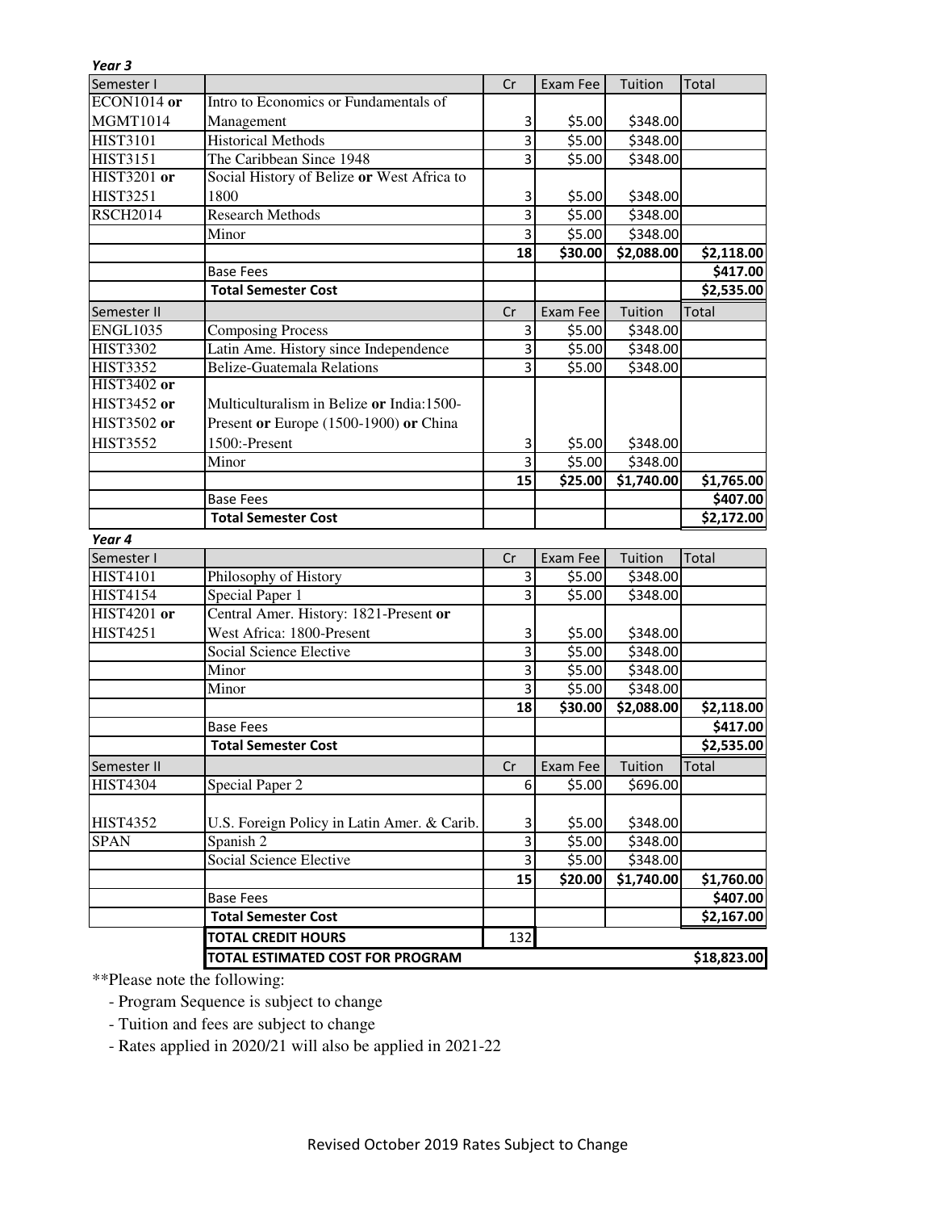*Year 3*

| Semester I | | Cr | Exam Fee | Tuition | Total |
|---|---|---|---|---|---|
| ECON1014 **or** MGMT1014 | Intro to Economics or Fundamentals of Management | 3 | $5.00 | $348.00 | |
| HIST3101 | Historical Methods | 3 | $5.00 | $348.00 | |
| HIST3151 | The Caribbean Since 1948 | 3 | $5.00 | $348.00 | |
| HIST3201 **or** HIST3251 | Social History of Belize **or** West Africa to 1800 | 3 | $5.00 | $348.00 | |
| RSCH2014 | Research Methods | 3 | $5.00 | $348.00 | |
| | Minor | 3 | $5.00 | $348.00 | |
| | | **18** | **$30.00** | **$2,088.00** | **$2,118.00** |
| | Base Fees | | | | **$417.00** |
| | **Total Semester Cost** | | | | **$2,535.00** |
| Semester II | | Cr | Exam Fee | Tuition | Total |
| ENGL1035 | Composing Process | 3 | $5.00 | $348.00 | |
| HIST3302 | Latin Ame. History since Independence | 3 | $5.00 | $348.00 | |
| HIST3352 | Belize-Guatemala Relations | 3 | $5.00 | $348.00 | |
| HIST3402 **or** HIST3452 **or** HIST3502 **or** HIST3552 | Multiculturalism in Belize **or** India:1500-Present **or** Europe (1500-1900) **or** China 1500:-Present | 3 | $5.00 | $348.00 | |
| | Minor | 3 | $5.00 | $348.00 | |
| | | **15** | **$25.00** | **$1,740.00** | **$1,765.00** |
| | Base Fees | | | | **$407.00** |
| | **Total Semester Cost** | | | | **$2,172.00** |

*Year 4*

| Semester I | | Cr | Exam Fee | Tuition | Total |
|---|---|---|---|---|---|
| HIST4101 | Philosophy of History | 3 | $5.00 | $348.00 | |
| HIST4154 | Special Paper 1 | 3 | $5.00 | $348.00 | |
| HIST4201 **or** HIST4251 | Central Amer. History: 1821-Present **or** West Africa: 1800-Present | 3 | $5.00 | $348.00 | |
| | Social Science Elective | 3 | $5.00 | $348.00 | |
| | Minor | 3 | $5.00 | $348.00 | |
| | Minor | 3 | $5.00 | $348.00 | |
| | | **18** | **$30.00** | **$2,088.00** | **$2,118.00** |
| | Base Fees | | | | **$417.00** |
| | **Total Semester Cost** | | | | **$2,535.00** |
| Semester II | | Cr | Exam Fee | Tuition | Total |
| HIST4304 | Special Paper 2 | 6 | $5.00 | $696.00 | |
| HIST4352 | U.S. Foreign Policy in Latin Amer. & Carib. | 3 | $5.00 | $348.00 | |
| SPAN | Spanish 2 | 3 | $5.00 | $348.00 | |
| | Social Science Elective | 3 | $5.00 | $348.00 | |
| | | **15** | **$20.00** | **$1,740.00** | **$1,760.00** |
| | Base Fees | | | | **$407.00** |
| | **Total Semester Cost** | | | | **$2,167.00** |
| | **TOTAL CREDIT HOURS** | 132 | | | |
| | **TOTAL ESTIMATED COST FOR PROGRAM** | | | | **$18,823.00** |

**Please note the following:

- Program Sequence is subject to change
- Tuition and fees are subject to change
- Rates applied in 2020/21 will also be applied in 2021-22

Revised October 2019 Rates Subject to Change